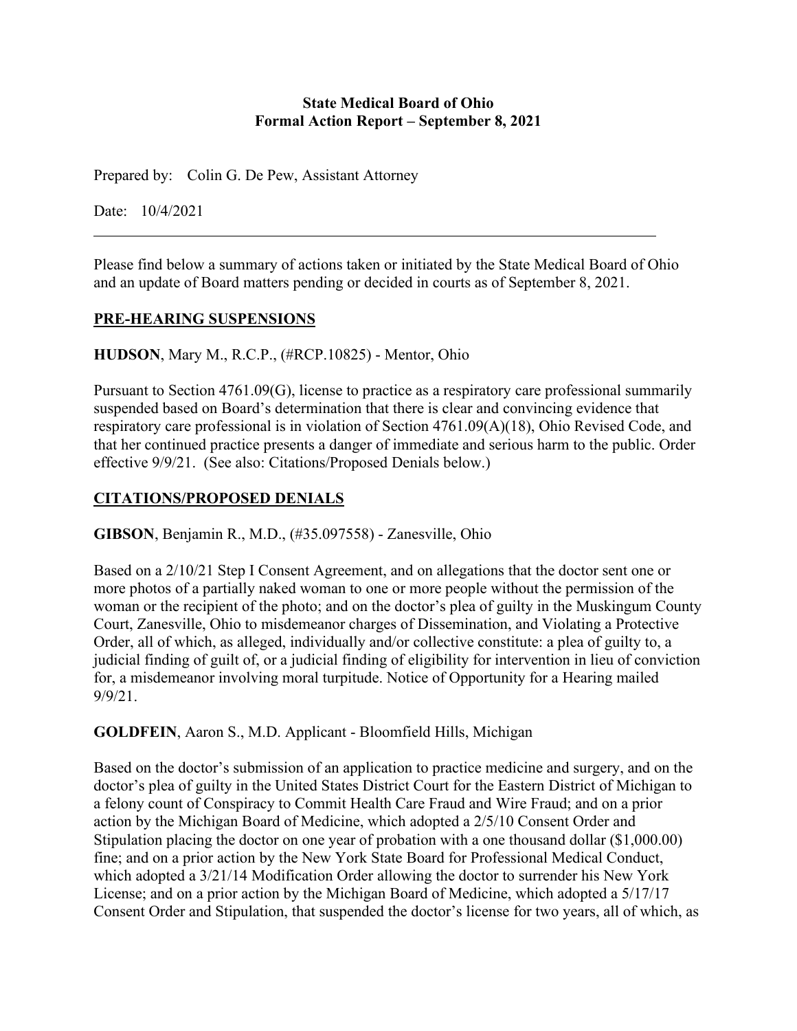**State Medical Board of Ohio**
**Formal Action Report – September 8, 2021**

Prepared by: Colin G. De Pew, Assistant Attorney

Date: 10/4/2021

---

Please find below a summary of actions taken or initiated by the State Medical Board of Ohio and an update of Board matters pending or decided in courts as of September 8, 2021.

## PRE-HEARING SUSPENSIONS

**HUDSON**, Mary M., R.C.P., (#RCP.10825) - Mentor, Ohio

Pursuant to Section 4761.09(G), license to practice as a respiratory care professional summarily suspended based on Board's determination that there is clear and convincing evidence that respiratory care professional is in violation of Section 4761.09(A)(18), Ohio Revised Code, and that her continued practice presents a danger of immediate and serious harm to the public. Order effective 9/9/21. (See also: Citations/Proposed Denials below.)

## CITATIONS/PROPOSED DENIALS

**GIBSON**, Benjamin R., M.D., (#35.097558) - Zanesville, Ohio

Based on a 2/10/21 Step I Consent Agreement, and on allegations that the doctor sent one or more photos of a partially naked woman to one or more people without the permission of the woman or the recipient of the photo; and on the doctor's plea of guilty in the Muskingum County Court, Zanesville, Ohio to misdemeanor charges of Dissemination, and Violating a Protective Order, all of which, as alleged, individually and/or collective constitute: a plea of guilty to, a judicial finding of guilt of, or a judicial finding of eligibility for intervention in lieu of conviction for, a misdemeanor involving moral turpitude. Notice of Opportunity for a Hearing mailed 9/9/21.

**GOLDFEIN**, Aaron S., M.D. Applicant - Bloomfield Hills, Michigan

Based on the doctor's submission of an application to practice medicine and surgery, and on the doctor's plea of guilty in the United States District Court for the Eastern District of Michigan to a felony count of Conspiracy to Commit Health Care Fraud and Wire Fraud; and on a prior action by the Michigan Board of Medicine, which adopted a 2/5/10 Consent Order and Stipulation placing the doctor on one year of probation with a one thousand dollar ($1,000.00) fine; and on a prior action by the New York State Board for Professional Medical Conduct, which adopted a 3/21/14 Modification Order allowing the doctor to surrender his New York License; and on a prior action by the Michigan Board of Medicine, which adopted a 5/17/17 Consent Order and Stipulation, that suspended the doctor's license for two years, all of which, as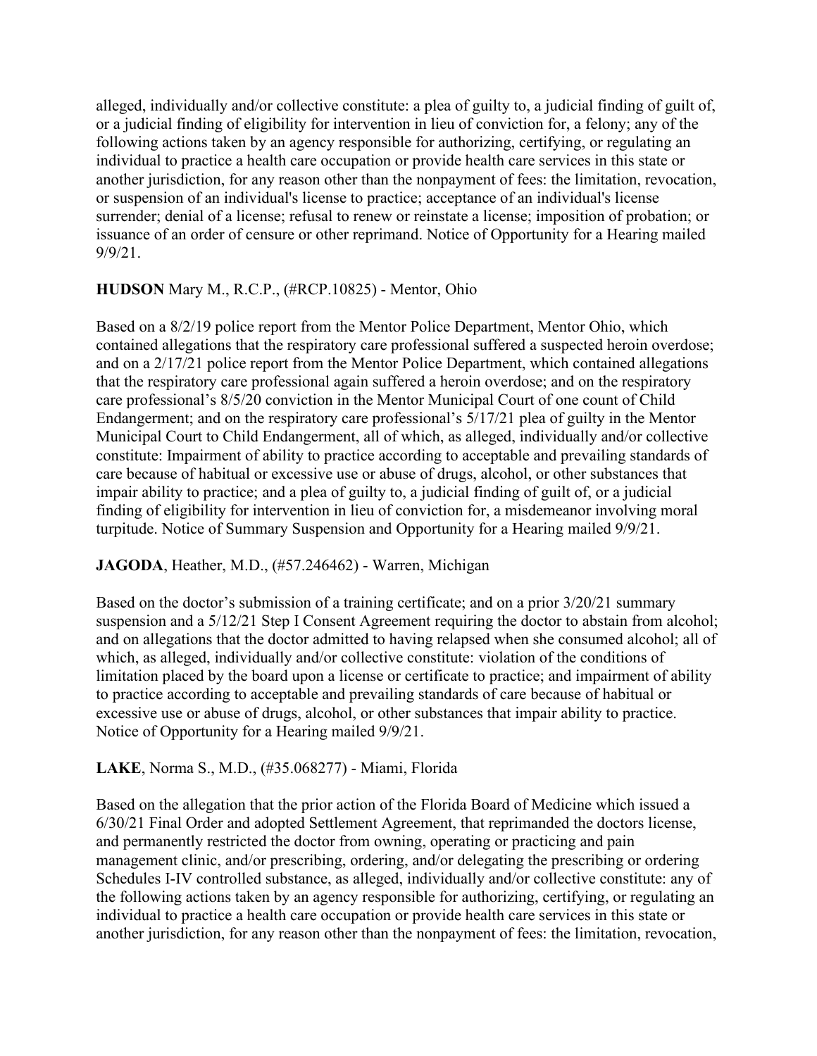alleged, individually and/or collective constitute: a plea of guilty to, a judicial finding of guilt of, or a judicial finding of eligibility for intervention in lieu of conviction for, a felony; any of the following actions taken by an agency responsible for authorizing, certifying, or regulating an individual to practice a health care occupation or provide health care services in this state or another jurisdiction, for any reason other than the nonpayment of fees: the limitation, revocation, or suspension of an individual's license to practice; acceptance of an individual's license surrender; denial of a license; refusal to renew or reinstate a license; imposition of probation; or issuance of an order of censure or other reprimand. Notice of Opportunity for a Hearing mailed 9/9/21.

**HUDSON** Mary M., R.C.P., (#RCP.10825) - Mentor, Ohio

Based on a 8/2/19 police report from the Mentor Police Department, Mentor Ohio, which contained allegations that the respiratory care professional suffered a suspected heroin overdose; and on a 2/17/21 police report from the Mentor Police Department, which contained allegations that the respiratory care professional again suffered a heroin overdose; and on the respiratory care professional's 8/5/20 conviction in the Mentor Municipal Court of one count of Child Endangerment; and on the respiratory care professional's 5/17/21 plea of guilty in the Mentor Municipal Court to Child Endangerment, all of which, as alleged, individually and/or collective constitute: Impairment of ability to practice according to acceptable and prevailing standards of care because of habitual or excessive use or abuse of drugs, alcohol, or other substances that impair ability to practice; and a plea of guilty to, a judicial finding of guilt of, or a judicial finding of eligibility for intervention in lieu of conviction for, a misdemeanor involving moral turpitude. Notice of Summary Suspension and Opportunity for a Hearing mailed 9/9/21.

**JAGODA**, Heather, M.D., (#57.246462) - Warren, Michigan

Based on the doctor's submission of a training certificate; and on a prior 3/20/21 summary suspension and a 5/12/21 Step I Consent Agreement requiring the doctor to abstain from alcohol; and on allegations that the doctor admitted to having relapsed when she consumed alcohol; all of which, as alleged, individually and/or collective constitute: violation of the conditions of limitation placed by the board upon a license or certificate to practice; and impairment of ability to practice according to acceptable and prevailing standards of care because of habitual or excessive use or abuse of drugs, alcohol, or other substances that impair ability to practice. Notice of Opportunity for a Hearing mailed 9/9/21.

**LAKE**, Norma S., M.D., (#35.068277) - Miami, Florida

Based on the allegation that the prior action of the Florida Board of Medicine which issued a 6/30/21 Final Order and adopted Settlement Agreement, that reprimanded the doctors license, and permanently restricted the doctor from owning, operating or practicing and pain management clinic, and/or prescribing, ordering, and/or delegating the prescribing or ordering Schedules I-IV controlled substance, as alleged, individually and/or collective constitute: any of the following actions taken by an agency responsible for authorizing, certifying, or regulating an individual to practice a health care occupation or provide health care services in this state or another jurisdiction, for any reason other than the nonpayment of fees: the limitation, revocation,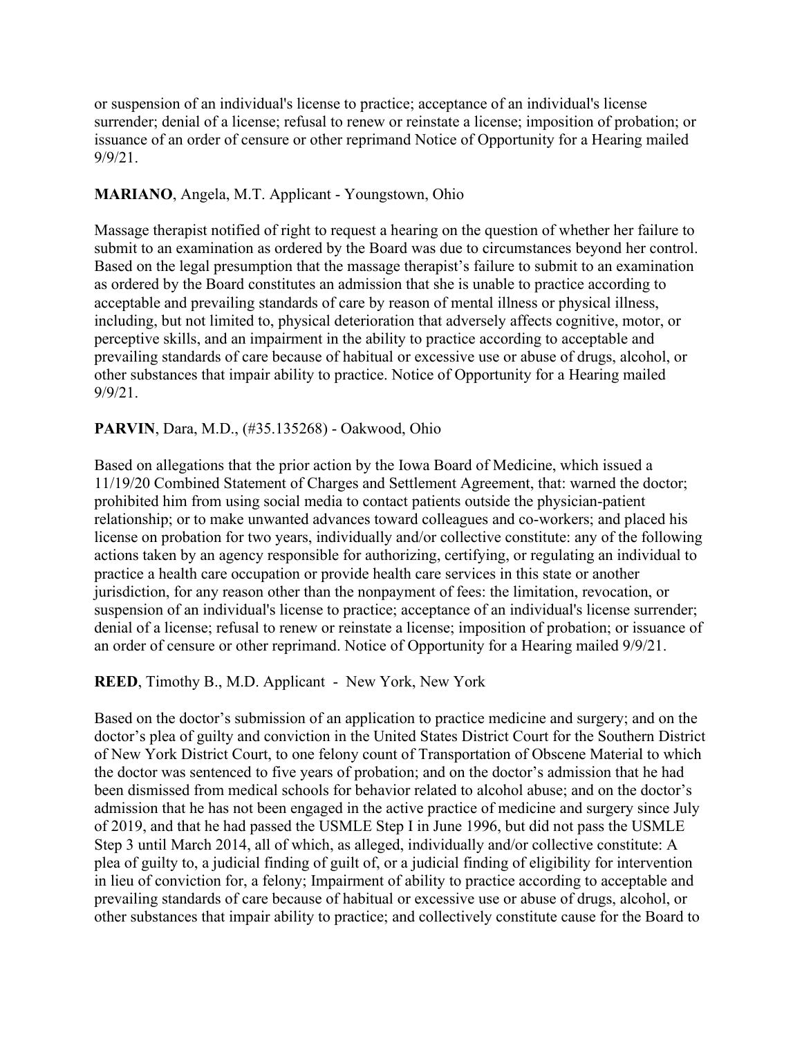or suspension of an individual's license to practice; acceptance of an individual's license surrender; denial of a license; refusal to renew or reinstate a license; imposition of probation; or issuance of an order of censure or other reprimand Notice of Opportunity for a Hearing mailed 9/9/21.

**MARIANO**, Angela, M.T. Applicant - Youngstown, Ohio

Massage therapist notified of right to request a hearing on the question of whether her failure to submit to an examination as ordered by the Board was due to circumstances beyond her control. Based on the legal presumption that the massage therapist's failure to submit to an examination as ordered by the Board constitutes an admission that she is unable to practice according to acceptable and prevailing standards of care by reason of mental illness or physical illness, including, but not limited to, physical deterioration that adversely affects cognitive, motor, or perceptive skills, and an impairment in the ability to practice according to acceptable and prevailing standards of care because of habitual or excessive use or abuse of drugs, alcohol, or other substances that impair ability to practice. Notice of Opportunity for a Hearing mailed 9/9/21.

**PARVIN**, Dara, M.D., (#35.135268) - Oakwood, Ohio

Based on allegations that the prior action by the Iowa Board of Medicine, which issued a 11/19/20 Combined Statement of Charges and Settlement Agreement, that: warned the doctor; prohibited him from using social media to contact patients outside the physician-patient relationship; or to make unwanted advances toward colleagues and co-workers; and placed his license on probation for two years, individually and/or collective constitute: any of the following actions taken by an agency responsible for authorizing, certifying, or regulating an individual to practice a health care occupation or provide health care services in this state or another jurisdiction, for any reason other than the nonpayment of fees: the limitation, revocation, or suspension of an individual's license to practice; acceptance of an individual's license surrender; denial of a license; refusal to renew or reinstate a license; imposition of probation; or issuance of an order of censure or other reprimand. Notice of Opportunity for a Hearing mailed 9/9/21.

**REED**, Timothy B., M.D. Applicant - New York, New York

Based on the doctor's submission of an application to practice medicine and surgery; and on the doctor's plea of guilty and conviction in the United States District Court for the Southern District of New York District Court, to one felony count of Transportation of Obscene Material to which the doctor was sentenced to five years of probation; and on the doctor's admission that he had been dismissed from medical schools for behavior related to alcohol abuse; and on the doctor's admission that he has not been engaged in the active practice of medicine and surgery since July of 2019, and that he had passed the USMLE Step I in June 1996, but did not pass the USMLE Step 3 until March 2014, all of which, as alleged, individually and/or collective constitute: A plea of guilty to, a judicial finding of guilt of, or a judicial finding of eligibility for intervention in lieu of conviction for, a felony; Impairment of ability to practice according to acceptable and prevailing standards of care because of habitual or excessive use or abuse of drugs, alcohol, or other substances that impair ability to practice; and collectively constitute cause for the Board to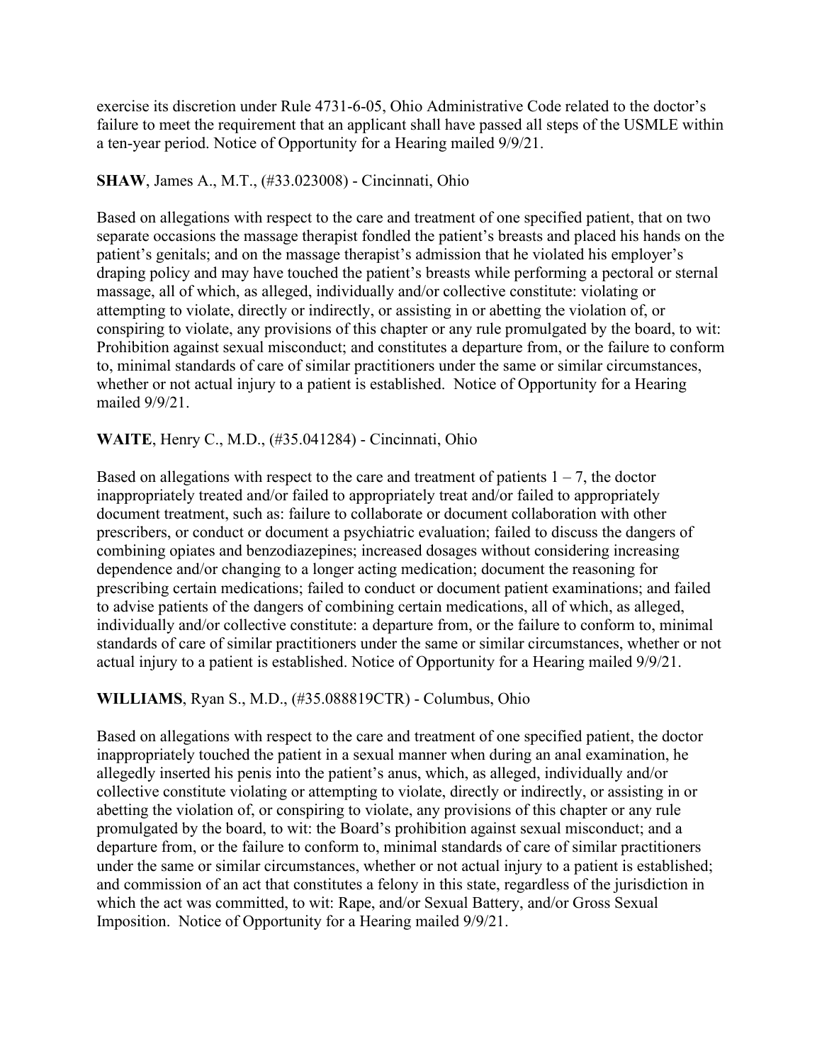exercise its discretion under Rule 4731-6-05, Ohio Administrative Code related to the doctor's failure to meet the requirement that an applicant shall have passed all steps of the USMLE within a ten-year period. Notice of Opportunity for a Hearing mailed 9/9/21.

**SHAW**, James A., M.T., (#33.023008) - Cincinnati, Ohio

Based on allegations with respect to the care and treatment of one specified patient, that on two separate occasions the massage therapist fondled the patient's breasts and placed his hands on the patient's genitals; and on the massage therapist's admission that he violated his employer's draping policy and may have touched the patient's breasts while performing a pectoral or sternal massage, all of which, as alleged, individually and/or collective constitute: violating or attempting to violate, directly or indirectly, or assisting in or abetting the violation of, or conspiring to violate, any provisions of this chapter or any rule promulgated by the board, to wit: Prohibition against sexual misconduct; and constitutes a departure from, or the failure to conform to, minimal standards of care of similar practitioners under the same or similar circumstances, whether or not actual injury to a patient is established. Notice of Opportunity for a Hearing mailed 9/9/21.

**WAITE**, Henry C., M.D., (#35.041284) - Cincinnati, Ohio

Based on allegations with respect to the care and treatment of patients 1 – 7, the doctor inappropriately treated and/or failed to appropriately treat and/or failed to appropriately document treatment, such as: failure to collaborate or document collaboration with other prescribers, or conduct or document a psychiatric evaluation; failed to discuss the dangers of combining opiates and benzodiazepines; increased dosages without considering increasing dependence and/or changing to a longer acting medication; document the reasoning for prescribing certain medications; failed to conduct or document patient examinations; and failed to advise patients of the dangers of combining certain medications, all of which, as alleged, individually and/or collective constitute: a departure from, or the failure to conform to, minimal standards of care of similar practitioners under the same or similar circumstances, whether or not actual injury to a patient is established. Notice of Opportunity for a Hearing mailed 9/9/21.

**WILLIAMS**, Ryan S., M.D., (#35.088819CTR) - Columbus, Ohio

Based on allegations with respect to the care and treatment of one specified patient, the doctor inappropriately touched the patient in a sexual manner when during an anal examination, he allegedly inserted his penis into the patient's anus, which, as alleged, individually and/or collective constitute violating or attempting to violate, directly or indirectly, or assisting in or abetting the violation of, or conspiring to violate, any provisions of this chapter or any rule promulgated by the board, to wit: the Board's prohibition against sexual misconduct; and a departure from, or the failure to conform to, minimal standards of care of similar practitioners under the same or similar circumstances, whether or not actual injury to a patient is established; and commission of an act that constitutes a felony in this state, regardless of the jurisdiction in which the act was committed, to wit: Rape, and/or Sexual Battery, and/or Gross Sexual Imposition. Notice of Opportunity for a Hearing mailed 9/9/21.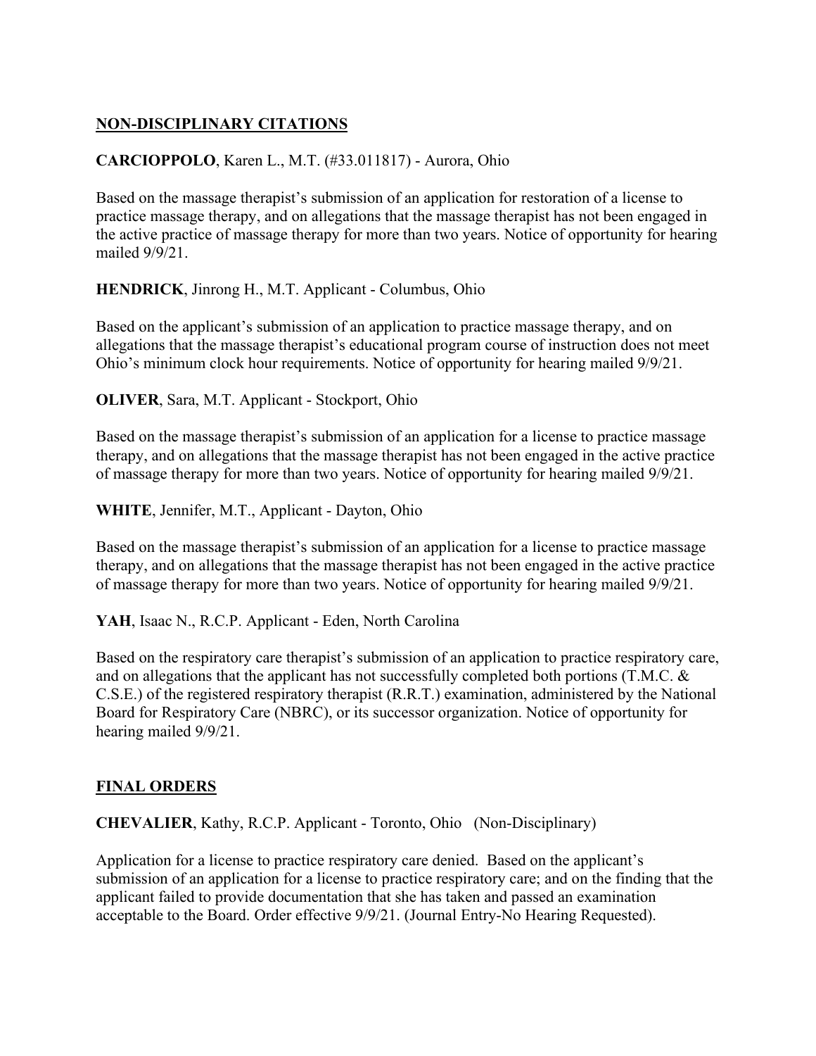## NON-DISCIPLINARY CITATIONS

**CARCIOPPOLO**, Karen L., M.T. (#33.011817) - Aurora, Ohio

Based on the massage therapist's submission of an application for restoration of a license to practice massage therapy, and on allegations that the massage therapist has not been engaged in the active practice of massage therapy for more than two years. Notice of opportunity for hearing mailed 9/9/21.

**HENDRICK**, Jinrong H., M.T. Applicant - Columbus, Ohio

Based on the applicant's submission of an application to practice massage therapy, and on allegations that the massage therapist's educational program course of instruction does not meet Ohio's minimum clock hour requirements. Notice of opportunity for hearing mailed 9/9/21.

**OLIVER**, Sara, M.T. Applicant - Stockport, Ohio

Based on the massage therapist's submission of an application for a license to practice massage therapy, and on allegations that the massage therapist has not been engaged in the active practice of massage therapy for more than two years. Notice of opportunity for hearing mailed 9/9/21.

**WHITE**, Jennifer, M.T., Applicant - Dayton, Ohio

Based on the massage therapist's submission of an application for a license to practice massage therapy, and on allegations that the massage therapist has not been engaged in the active practice of massage therapy for more than two years. Notice of opportunity for hearing mailed 9/9/21.

**YAH**, Isaac N., R.C.P. Applicant - Eden, North Carolina

Based on the respiratory care therapist's submission of an application to practice respiratory care, and on allegations that the applicant has not successfully completed both portions (T.M.C. & C.S.E.) of the registered respiratory therapist (R.R.T.) examination, administered by the National Board for Respiratory Care (NBRC), or its successor organization. Notice of opportunity for hearing mailed 9/9/21.

## FINAL ORDERS

**CHEVALIER**, Kathy, R.C.P. Applicant - Toronto, Ohio (Non-Disciplinary)

Application for a license to practice respiratory care denied. Based on the applicant's submission of an application for a license to practice respiratory care; and on the finding that the applicant failed to provide documentation that she has taken and passed an examination acceptable to the Board. Order effective 9/9/21. (Journal Entry-No Hearing Requested).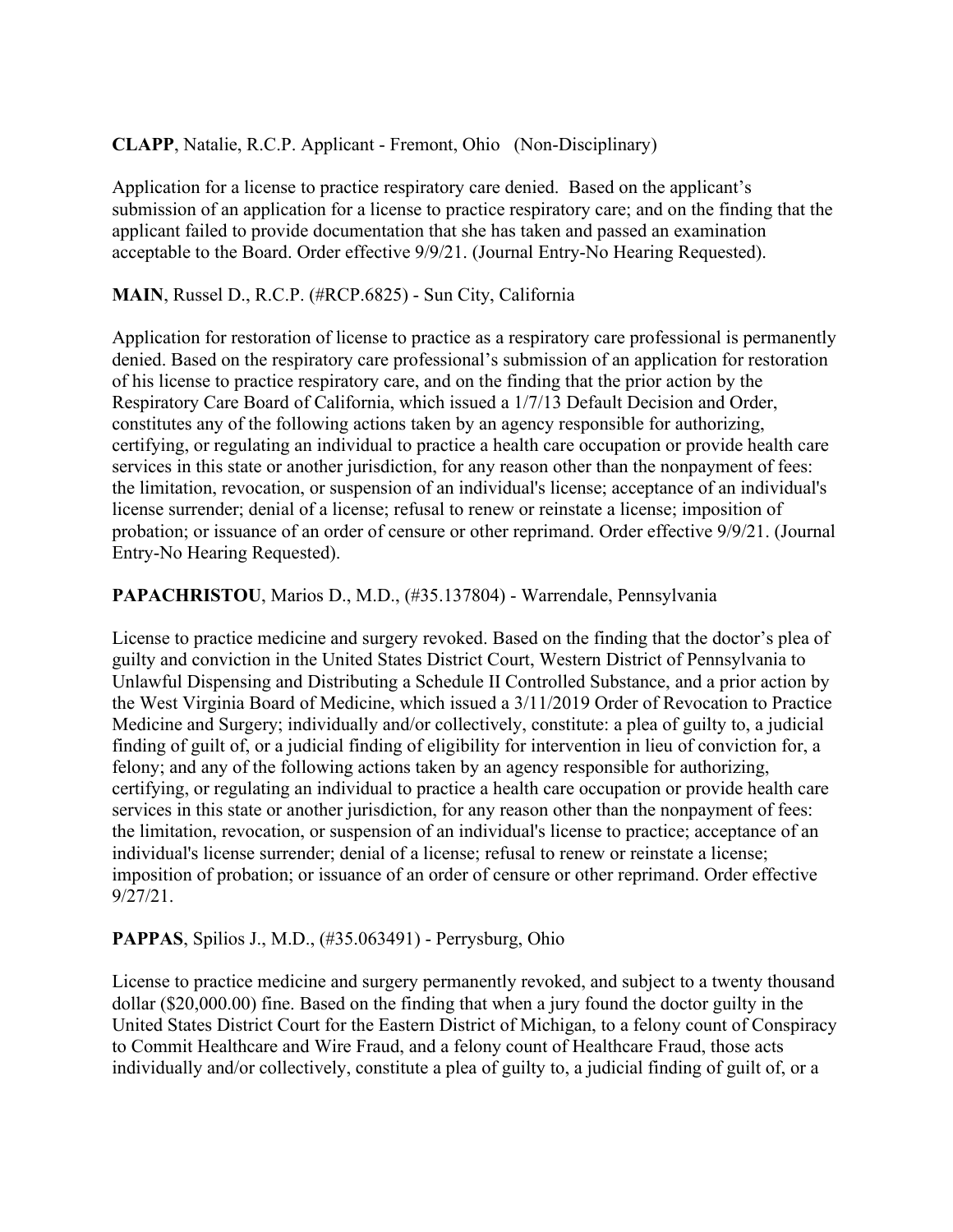**CLAPP**, Natalie, R.C.P. Applicant - Fremont, Ohio (Non-Disciplinary)

Application for a license to practice respiratory care denied. Based on the applicant's submission of an application for a license to practice respiratory care; and on the finding that the applicant failed to provide documentation that she has taken and passed an examination acceptable to the Board. Order effective 9/9/21. (Journal Entry-No Hearing Requested).

**MAIN**, Russel D., R.C.P. (#RCP.6825) - Sun City, California

Application for restoration of license to practice as a respiratory care professional is permanently denied. Based on the respiratory care professional's submission of an application for restoration of his license to practice respiratory care, and on the finding that the prior action by the Respiratory Care Board of California, which issued a 1/7/13 Default Decision and Order, constitutes any of the following actions taken by an agency responsible for authorizing, certifying, or regulating an individual to practice a health care occupation or provide health care services in this state or another jurisdiction, for any reason other than the nonpayment of fees: the limitation, revocation, or suspension of an individual's license; acceptance of an individual's license surrender; denial of a license; refusal to renew or reinstate a license; imposition of probation; or issuance of an order of censure or other reprimand. Order effective 9/9/21. (Journal Entry-No Hearing Requested).

**PAPACHRISTOU**, Marios D., M.D., (#35.137804) - Warrendale, Pennsylvania

License to practice medicine and surgery revoked. Based on the finding that the doctor's plea of guilty and conviction in the United States District Court, Western District of Pennsylvania to Unlawful Dispensing and Distributing a Schedule II Controlled Substance, and a prior action by the West Virginia Board of Medicine, which issued a 3/11/2019 Order of Revocation to Practice Medicine and Surgery; individually and/or collectively, constitute: a plea of guilty to, a judicial finding of guilt of, or a judicial finding of eligibility for intervention in lieu of conviction for, a felony; and any of the following actions taken by an agency responsible for authorizing, certifying, or regulating an individual to practice a health care occupation or provide health care services in this state or another jurisdiction, for any reason other than the nonpayment of fees: the limitation, revocation, or suspension of an individual's license to practice; acceptance of an individual's license surrender; denial of a license; refusal to renew or reinstate a license; imposition of probation; or issuance of an order of censure or other reprimand. Order effective 9/27/21.

**PAPPAS**, Spilios J., M.D., (#35.063491) - Perrysburg, Ohio

License to practice medicine and surgery permanently revoked, and subject to a twenty thousand dollar ($20,000.00) fine. Based on the finding that when a jury found the doctor guilty in the United States District Court for the Eastern District of Michigan, to a felony count of Conspiracy to Commit Healthcare and Wire Fraud, and a felony count of Healthcare Fraud, those acts individually and/or collectively, constitute a plea of guilty to, a judicial finding of guilt of, or a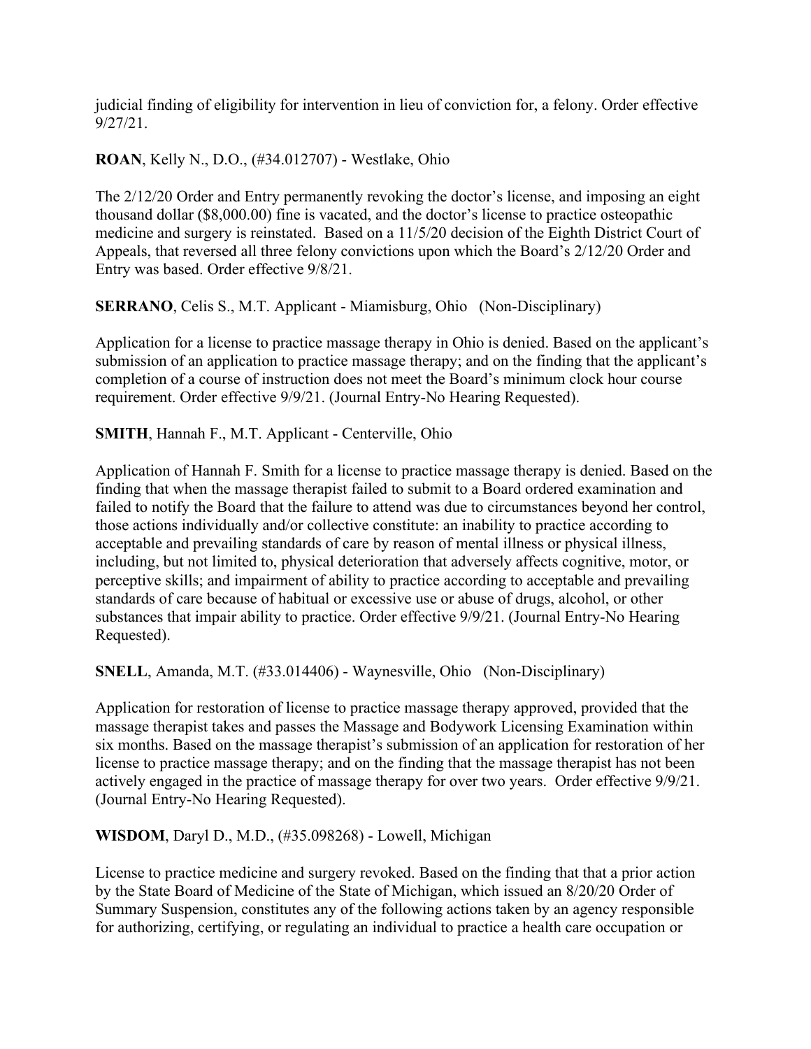judicial finding of eligibility for intervention in lieu of conviction for, a felony. Order effective 9/27/21.

**ROAN**, Kelly N., D.O., (#34.012707) - Westlake, Ohio

The 2/12/20 Order and Entry permanently revoking the doctor's license, and imposing an eight thousand dollar ($8,000.00) fine is vacated, and the doctor's license to practice osteopathic medicine and surgery is reinstated. Based on a 11/5/20 decision of the Eighth District Court of Appeals, that reversed all three felony convictions upon which the Board's 2/12/20 Order and Entry was based. Order effective 9/8/21.

**SERRANO**, Celis S., M.T. Applicant - Miamisburg, Ohio (Non-Disciplinary)

Application for a license to practice massage therapy in Ohio is denied. Based on the applicant's submission of an application to practice massage therapy; and on the finding that the applicant's completion of a course of instruction does not meet the Board's minimum clock hour course requirement. Order effective 9/9/21. (Journal Entry-No Hearing Requested).

**SMITH**, Hannah F., M.T. Applicant - Centerville, Ohio

Application of Hannah F. Smith for a license to practice massage therapy is denied. Based on the finding that when the massage therapist failed to submit to a Board ordered examination and failed to notify the Board that the failure to attend was due to circumstances beyond her control, those actions individually and/or collective constitute: an inability to practice according to acceptable and prevailing standards of care by reason of mental illness or physical illness, including, but not limited to, physical deterioration that adversely affects cognitive, motor, or perceptive skills; and impairment of ability to practice according to acceptable and prevailing standards of care because of habitual or excessive use or abuse of drugs, alcohol, or other substances that impair ability to practice. Order effective 9/9/21. (Journal Entry-No Hearing Requested).

**SNELL**, Amanda, M.T. (#33.014406) - Waynesville, Ohio (Non-Disciplinary)

Application for restoration of license to practice massage therapy approved, provided that the massage therapist takes and passes the Massage and Bodywork Licensing Examination within six months. Based on the massage therapist's submission of an application for restoration of her license to practice massage therapy; and on the finding that the massage therapist has not been actively engaged in the practice of massage therapy for over two years. Order effective 9/9/21. (Journal Entry-No Hearing Requested).

**WISDOM**, Daryl D., M.D., (#35.098268) - Lowell, Michigan

License to practice medicine and surgery revoked. Based on the finding that that a prior action by the State Board of Medicine of the State of Michigan, which issued an 8/20/20 Order of Summary Suspension, constitutes any of the following actions taken by an agency responsible for authorizing, certifying, or regulating an individual to practice a health care occupation or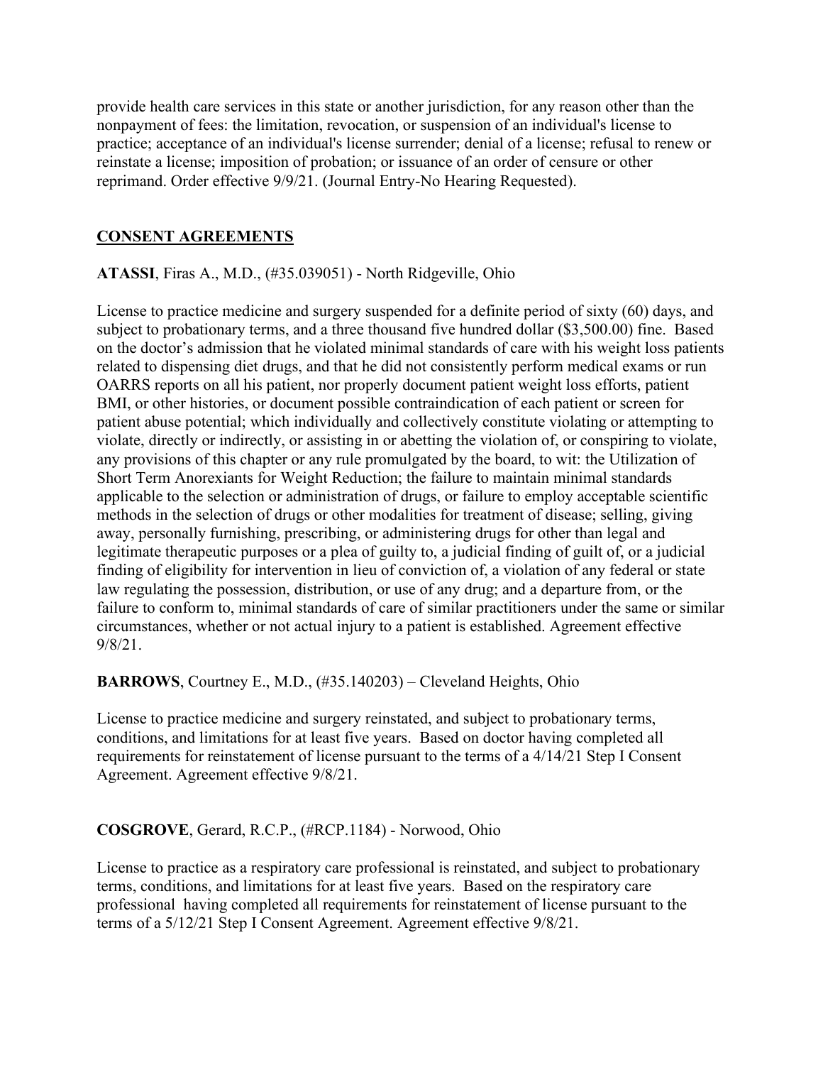provide health care services in this state or another jurisdiction, for any reason other than the nonpayment of fees: the limitation, revocation, or suspension of an individual's license to practice; acceptance of an individual's license surrender; denial of a license; refusal to renew or reinstate a license; imposition of probation; or issuance of an order of censure or other reprimand. Order effective 9/9/21. (Journal Entry-No Hearing Requested).

## CONSENT AGREEMENTS

**ATASSI**, Firas A., M.D., (#35.039051) - North Ridgeville, Ohio

License to practice medicine and surgery suspended for a definite period of sixty (60) days, and subject to probationary terms, and a three thousand five hundred dollar ($3,500.00) fine. Based on the doctor's admission that he violated minimal standards of care with his weight loss patients related to dispensing diet drugs, and that he did not consistently perform medical exams or run OARRS reports on all his patient, nor properly document patient weight loss efforts, patient BMI, or other histories, or document possible contraindication of each patient or screen for patient abuse potential; which individually and collectively constitute violating or attempting to violate, directly or indirectly, or assisting in or abetting the violation of, or conspiring to violate, any provisions of this chapter or any rule promulgated by the board, to wit: the Utilization of Short Term Anorexiants for Weight Reduction; the failure to maintain minimal standards applicable to the selection or administration of drugs, or failure to employ acceptable scientific methods in the selection of drugs or other modalities for treatment of disease; selling, giving away, personally furnishing, prescribing, or administering drugs for other than legal and legitimate therapeutic purposes or a plea of guilty to, a judicial finding of guilt of, or a judicial finding of eligibility for intervention in lieu of conviction of, a violation of any federal or state law regulating the possession, distribution, or use of any drug; and a departure from, or the failure to conform to, minimal standards of care of similar practitioners under the same or similar circumstances, whether or not actual injury to a patient is established. Agreement effective 9/8/21.

**BARROWS**, Courtney E., M.D., (#35.140203) – Cleveland Heights, Ohio

License to practice medicine and surgery reinstated, and subject to probationary terms, conditions, and limitations for at least five years. Based on doctor having completed all requirements for reinstatement of license pursuant to the terms of a 4/14/21 Step I Consent Agreement. Agreement effective 9/8/21.

**COSGROVE**, Gerard, R.C.P., (#RCP.1184) - Norwood, Ohio

License to practice as a respiratory care professional is reinstated, and subject to probationary terms, conditions, and limitations for at least five years. Based on the respiratory care professional having completed all requirements for reinstatement of license pursuant to the terms of a 5/12/21 Step I Consent Agreement. Agreement effective 9/8/21.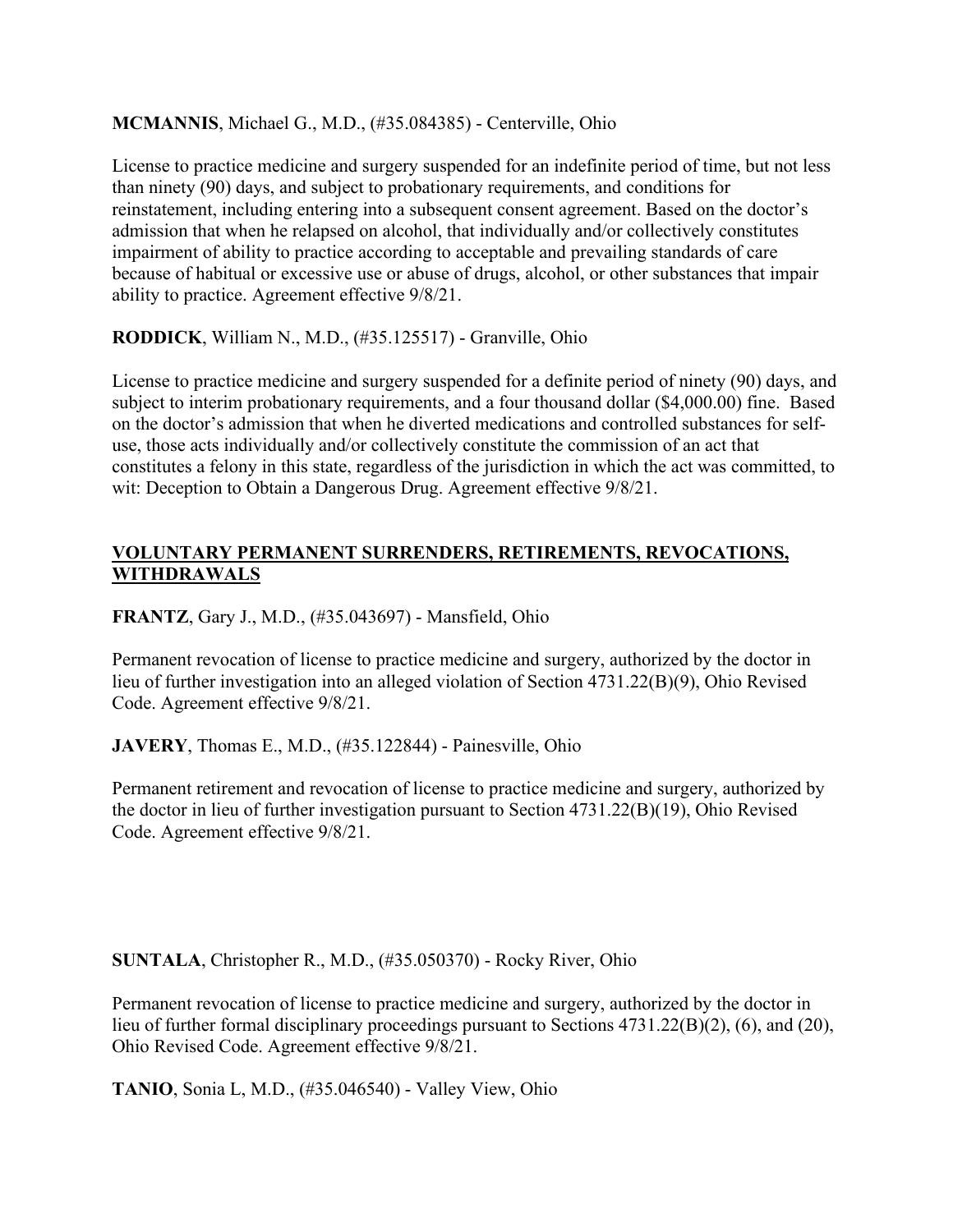**MCMANNIS**, Michael G., M.D., (#35.084385) - Centerville, Ohio

License to practice medicine and surgery suspended for an indefinite period of time, but not less than ninety (90) days, and subject to probationary requirements, and conditions for reinstatement, including entering into a subsequent consent agreement. Based on the doctor's admission that when he relapsed on alcohol, that individually and/or collectively constitutes impairment of ability to practice according to acceptable and prevailing standards of care because of habitual or excessive use or abuse of drugs, alcohol, or other substances that impair ability to practice. Agreement effective 9/8/21.

**RODDICK**, William N., M.D., (#35.125517) - Granville, Ohio

License to practice medicine and surgery suspended for a definite period of ninety (90) days, and subject to interim probationary requirements, and a four thousand dollar ($4,000.00) fine. Based on the doctor's admission that when he diverted medications and controlled substances for self-use, those acts individually and/or collectively constitute the commission of an act that constitutes a felony in this state, regardless of the jurisdiction in which the act was committed, to wit: Deception to Obtain a Dangerous Drug. Agreement effective 9/8/21.

## VOLUNTARY PERMANENT SURRENDERS, RETIREMENTS, REVOCATIONS, WITHDRAWALS

**FRANTZ**, Gary J., M.D., (#35.043697) - Mansfield, Ohio

Permanent revocation of license to practice medicine and surgery, authorized by the doctor in lieu of further investigation into an alleged violation of Section 4731.22(B)(9), Ohio Revised Code. Agreement effective 9/8/21.

**JAVERY**, Thomas E., M.D., (#35.122844) - Painesville, Ohio

Permanent retirement and revocation of license to practice medicine and surgery, authorized by the doctor in lieu of further investigation pursuant to Section 4731.22(B)(19), Ohio Revised Code. Agreement effective 9/8/21.

**SUNTALA**, Christopher R., M.D., (#35.050370) - Rocky River, Ohio

Permanent revocation of license to practice medicine and surgery, authorized by the doctor in lieu of further formal disciplinary proceedings pursuant to Sections 4731.22(B)(2), (6), and (20), Ohio Revised Code. Agreement effective 9/8/21.

**TANIO**, Sonia L, M.D., (#35.046540) - Valley View, Ohio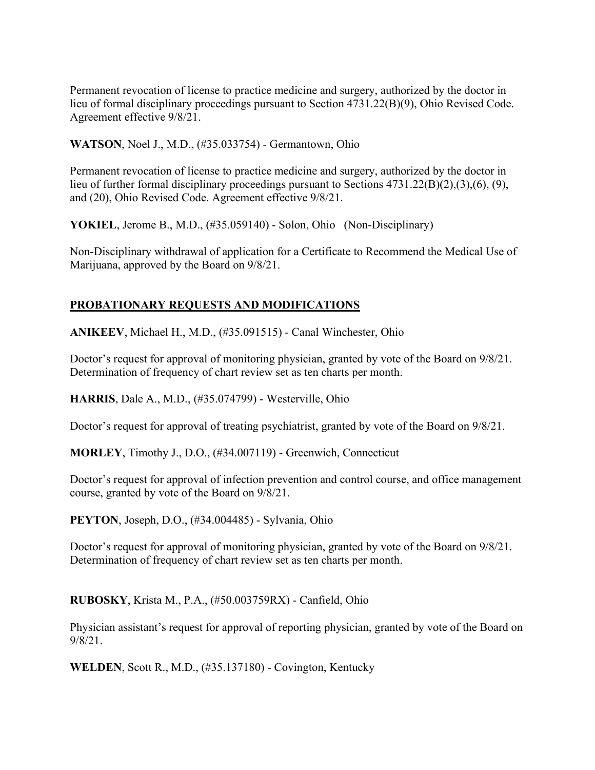Permanent revocation of license to practice medicine and surgery, authorized by the doctor in lieu of formal disciplinary proceedings pursuant to Section 4731.22(B)(9), Ohio Revised Code. Agreement effective 9/8/21.

**WATSON**, Noel J., M.D., (#35.033754) - Germantown, Ohio

Permanent revocation of license to practice medicine and surgery, authorized by the doctor in lieu of further formal disciplinary proceedings pursuant to Sections 4731.22(B)(2),(3),(6), (9), and (20), Ohio Revised Code. Agreement effective 9/8/21.

**YOKIEL**, Jerome B., M.D., (#35.059140) - Solon, Ohio (Non-Disciplinary)

Non-Disciplinary withdrawal of application for a Certificate to Recommend the Medical Use of Marijuana, approved by the Board on 9/8/21.

## PROBATIONARY REQUESTS AND MODIFICATIONS

**ANIKEEV**, Michael H., M.D., (#35.091515) - Canal Winchester, Ohio

Doctor's request for approval of monitoring physician, granted by vote of the Board on 9/8/21. Determination of frequency of chart review set as ten charts per month.

**HARRIS**, Dale A., M.D., (#35.074799) - Westerville, Ohio

Doctor's request for approval of treating psychiatrist, granted by vote of the Board on 9/8/21.

**MORLEY**, Timothy J., D.O., (#34.007119) - Greenwich, Connecticut

Doctor's request for approval of infection prevention and control course, and office management course, granted by vote of the Board on 9/8/21.

**PEYTON**, Joseph, D.O., (#34.004485) - Sylvania, Ohio

Doctor's request for approval of monitoring physician, granted by vote of the Board on 9/8/21. Determination of frequency of chart review set as ten charts per month.

**RUBOSKY**, Krista M., P.A., (#50.003759RX) - Canfield, Ohio

Physician assistant's request for approval of reporting physician, granted by vote of the Board on 9/8/21.

**WELDEN**, Scott R., M.D., (#35.137180) - Covington, Kentucky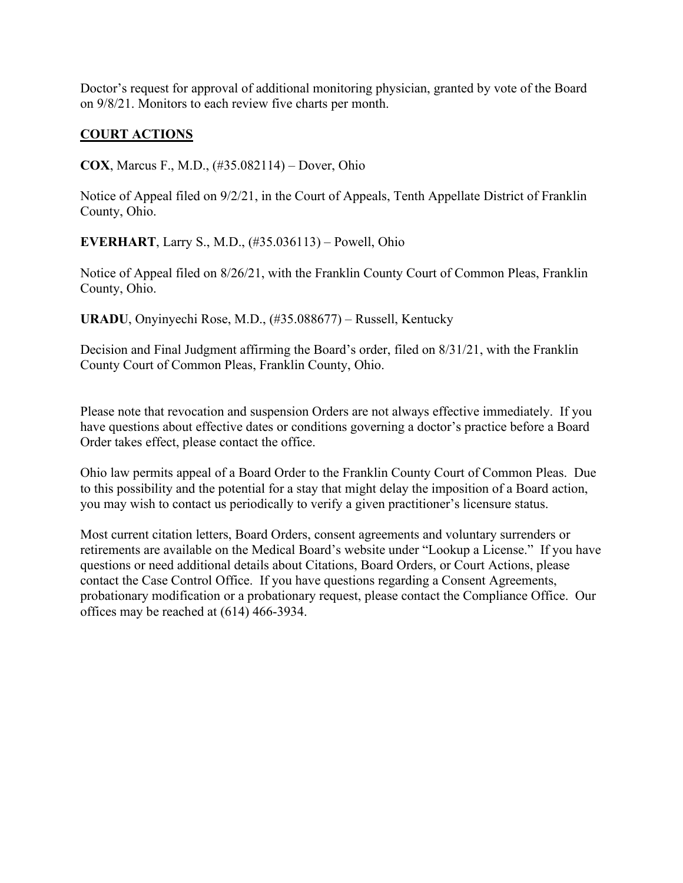Doctor's request for approval of additional monitoring physician, granted by vote of the Board on 9/8/21. Monitors to each review five charts per month.

## COURT ACTIONS

**COX**, Marcus F., M.D., (#35.082114) – Dover, Ohio

Notice of Appeal filed on 9/2/21, in the Court of Appeals, Tenth Appellate District of Franklin County, Ohio.

**EVERHART**, Larry S., M.D., (#35.036113) – Powell, Ohio

Notice of Appeal filed on 8/26/21, with the Franklin County Court of Common Pleas, Franklin County, Ohio.

**URADU**, Onyinyechi Rose, M.D., (#35.088677) – Russell, Kentucky

Decision and Final Judgment affirming the Board's order, filed on 8/31/21, with the Franklin County Court of Common Pleas, Franklin County, Ohio.

Please note that revocation and suspension Orders are not always effective immediately. If you have questions about effective dates or conditions governing a doctor's practice before a Board Order takes effect, please contact the office.

Ohio law permits appeal of a Board Order to the Franklin County Court of Common Pleas. Due to this possibility and the potential for a stay that might delay the imposition of a Board action, you may wish to contact us periodically to verify a given practitioner's licensure status.

Most current citation letters, Board Orders, consent agreements and voluntary surrenders or retirements are available on the Medical Board's website under "Lookup a License." If you have questions or need additional details about Citations, Board Orders, or Court Actions, please contact the Case Control Office. If you have questions regarding a Consent Agreements, probationary modification or a probationary request, please contact the Compliance Office. Our offices may be reached at (614) 466-3934.